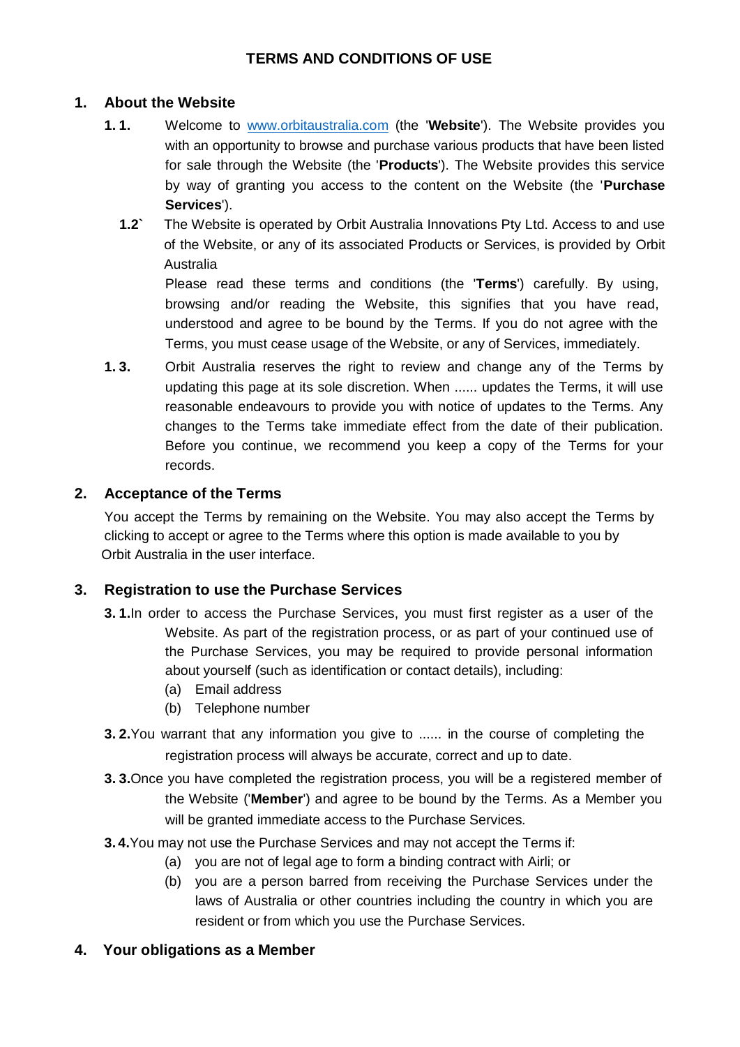# TERMS AND CONDITIONS OF USE

## 1. About the Website

**1. 1.** Welcome to [www.orbitaustralia.com](www.orbitaustralia.com) (the '**Website**'). The Website provides you with an opportunity to browse and purchase various products that have been listed for sale through the Website (the '**Products**'). The Website provides this service by way of granting you access to the content on the Website (the '**Purchase Services**').

**1.2`** The Website is operated by Orbit Australia Innovations Pty Ltd. Access to and use of the Website, or any of its associated Products or Services, is provided by Orbit Australia

Please read these terms and conditions (the '**Terms**') carefully. By using, browsing and/or reading the Website, this signifies that you have read, understood and agree to be bound by the Terms. If you do not agree with the Terms, you must cease usage of the Website, or any of Services, immediately.

**1. 3.** Orbit Australia reserves the right to review and change any of the Terms by updating this page at its sole discretion. When ...... updates the Terms, it will use reasonable endeavours to provide you with notice of updates to the Terms. Any changes to the Terms take immediate effect from the date of their publication. Before you continue, we recommend you keep a copy of the Terms for your records.

## 2. Acceptance of the Terms

You accept the Terms by remaining on the Website. You may also accept the Terms by clicking to accept or agree to the Terms where this option is made available to you by Orbit Australia in the user interface.

## 3. Registration to use the Purchase Services

**3. 1.** In order to access the Purchase Services, you must first register as a user of the Website. As part of the registration process, or as part of your continued use of the Purchase Services, you may be required to provide personal information about yourself (such as identification or contact details), including:

(a) Email address

(b) Telephone number

**3. 2.** You warrant that any information you give to ...... in the course of completing the registration process will always be accurate, correct and up to date.

**3. 3.** Once you have completed the registration process, you will be a registered member of the Website ('**Member**') and agree to be bound by the Terms. As a Member you will be granted immediate access to the Purchase Services.

**3. 4.** You may not use the Purchase Services and may not accept the Terms if:

(a) you are not of legal age to form a binding contract with Airli; or

(b) you are a person barred from receiving the Purchase Services under the laws of Australia or other countries including the country in which you are resident or from which you use the Purchase Services.

## 4. Your obligations as a Member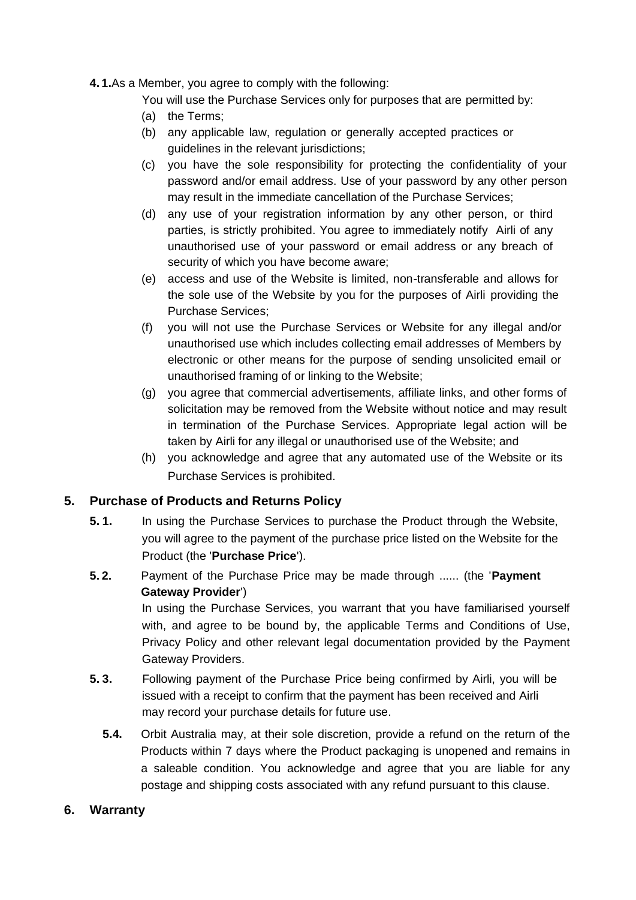**4.1.** As a Member, you agree to comply with the following:

You will use the Purchase Services only for purposes that are permitted by:

(a) the Terms;

(b) any applicable law, regulation or generally accepted practices or guidelines in the relevant jurisdictions;

(c) you have the sole responsibility for protecting the confidentiality of your password and/or email address. Use of your password by any other person may result in the immediate cancellation of the Purchase Services;

(d) any use of your registration information by any other person, or third parties, is strictly prohibited. You agree to immediately notify Airli of any unauthorised use of your password or email address or any breach of security of which you have become aware;

(e) access and use of the Website is limited, non-transferable and allows for the sole use of the Website by you for the purposes of Airli providing the Purchase Services;

(f) you will not use the Purchase Services or Website for any illegal and/or unauthorised use which includes collecting email addresses of Members by electronic or other means for the purpose of sending unsolicited email or unauthorised framing of or linking to the Website;

(g) you agree that commercial advertisements, affiliate links, and other forms of solicitation may be removed from the Website without notice and may result in termination of the Purchase Services. Appropriate legal action will be taken by Airli for any illegal or unauthorised use of the Website; and

(h) you acknowledge and agree that any automated use of the Website or its Purchase Services is prohibited.

## 5. Purchase of Products and Returns Policy

**5.1.** In using the Purchase Services to purchase the Product through the Website, you will agree to the payment of the purchase price listed on the Website for the Product (the '**Purchase Price**').

**5.2.** Payment of the Purchase Price may be made through ...... (the '**Payment Gateway Provider**')

In using the Purchase Services, you warrant that you have familiarised yourself with, and agree to be bound by, the applicable Terms and Conditions of Use, Privacy Policy and other relevant legal documentation provided by the Payment Gateway Providers.

**5.3.** Following payment of the Purchase Price being confirmed by Airli, you will be issued with a receipt to confirm that the payment has been received and Airli may record your purchase details for future use.

**5.4.** Orbit Australia may, at their sole discretion, provide a refund on the return of the Products within 7 days where the Product packaging is unopened and remains in a saleable condition. You acknowledge and agree that you are liable for any postage and shipping costs associated with any refund pursuant to this clause.

## 6. Warranty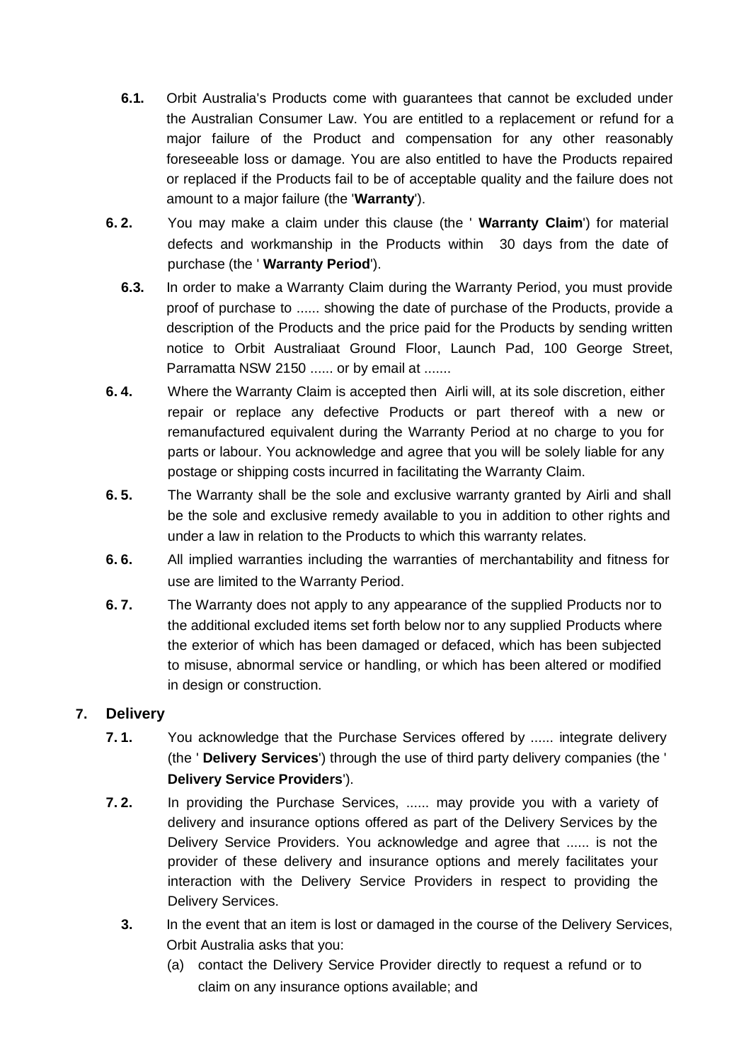**6.1.** Orbit Australia's Products come with guarantees that cannot be excluded under the Australian Consumer Law. You are entitled to a replacement or refund for a major failure of the Product and compensation for any other reasonably foreseeable loss or damage. You are also entitled to have the Products repaired or replaced if the Products fail to be of acceptable quality and the failure does not amount to a major failure (the '**Warranty**').

**6. 2.** You may make a claim under this clause (the ' **Warranty Claim**') for material defects and workmanship in the Products within 30 days from the date of purchase (the ' **Warranty Period**').

**6.3.** In order to make a Warranty Claim during the Warranty Period, you must provide proof of purchase to ...... showing the date of purchase of the Products, provide a description of the Products and the price paid for the Products by sending written notice to Orbit Australiaat Ground Floor, Launch Pad, 100 George Street, Parramatta NSW 2150 ...... or by email at .......

**6. 4.** Where the Warranty Claim is accepted then Airli will, at its sole discretion, either repair or replace any defective Products or part thereof with a new or remanufactured equivalent during the Warranty Period at no charge to you for parts or labour. You acknowledge and agree that you will be solely liable for any postage or shipping costs incurred in facilitating the Warranty Claim.

**6. 5.** The Warranty shall be the sole and exclusive warranty granted by Airli and shall be the sole and exclusive remedy available to you in addition to other rights and under a law in relation to the Products to which this warranty relates.

**6. 6.** All implied warranties including the warranties of merchantability and fitness for use are limited to the Warranty Period.

**6. 7.** The Warranty does not apply to any appearance of the supplied Products nor to the additional excluded items set forth below nor to any supplied Products where the exterior of which has been damaged or defaced, which has been subjected to misuse, abnormal service or handling, or which has been altered or modified in design or construction.

## 7. Delivery

**7. 1.** You acknowledge that the Purchase Services offered by ...... integrate delivery (the ' **Delivery Services**') through the use of third party delivery companies (the ' **Delivery Service Providers**').

**7. 2.** In providing the Purchase Services, ...... may provide you with a variety of delivery and insurance options offered as part of the Delivery Services by the Delivery Service Providers. You acknowledge and agree that ...... is not the provider of these delivery and insurance options and merely facilitates your interaction with the Delivery Service Providers in respect to providing the Delivery Services.

**3.** In the event that an item is lost or damaged in the course of the Delivery Services, Orbit Australia asks that you:

(a) contact the Delivery Service Provider directly to request a refund or to claim on any insurance options available; and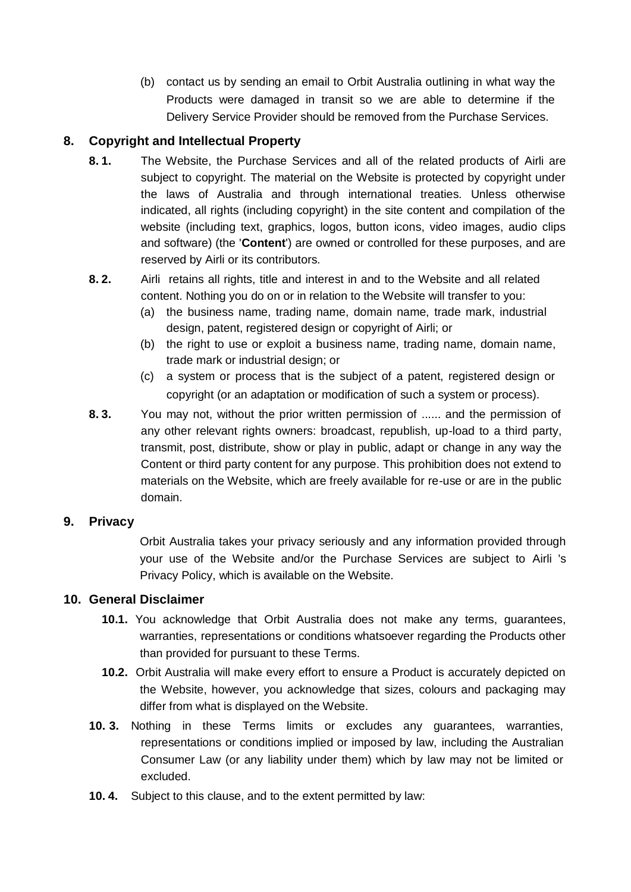(b) contact us by sending an email to Orbit Australia outlining in what way the Products were damaged in transit so we are able to determine if the Delivery Service Provider should be removed from the Purchase Services.

## 8. Copyright and Intellectual Property

**8. 1.** The Website, the Purchase Services and all of the related products of Airli are subject to copyright. The material on the Website is protected by copyright under the laws of Australia and through international treaties. Unless otherwise indicated, all rights (including copyright) in the site content and compilation of the website (including text, graphics, logos, button icons, video images, audio clips and software) (the '**Content**') are owned or controlled for these purposes, and are reserved by Airli or its contributors.

**8. 2.** Airli retains all rights, title and interest in and to the Website and all related content. Nothing you do on or in relation to the Website will transfer to you:

(a) the business name, trading name, domain name, trade mark, industrial design, patent, registered design or copyright of Airli; or

(b) the right to use or exploit a business name, trading name, domain name, trade mark or industrial design; or

(c) a system or process that is the subject of a patent, registered design or copyright (or an adaptation or modification of such a system or process).

**8. 3.** You may not, without the prior written permission of ...... and the permission of any other relevant rights owners: broadcast, republish, up-load to a third party, transmit, post, distribute, show or play in public, adapt or change in any way the Content or third party content for any purpose. This prohibition does not extend to materials on the Website, which are freely available for re-use or are in the public domain.

## 9. Privacy

Orbit Australia takes your privacy seriously and any information provided through your use of the Website and/or the Purchase Services are subject to Airli 's Privacy Policy, which is available on the Website.

## 10. General Disclaimer

**10.1.** You acknowledge that Orbit Australia does not make any terms, guarantees, warranties, representations or conditions whatsoever regarding the Products other than provided for pursuant to these Terms.

**10.2.** Orbit Australia will make every effort to ensure a Product is accurately depicted on the Website, however, you acknowledge that sizes, colours and packaging may differ from what is displayed on the Website.

**10. 3.** Nothing in these Terms limits or excludes any guarantees, warranties, representations or conditions implied or imposed by law, including the Australian Consumer Law (or any liability under them) which by law may not be limited or excluded.

**10. 4.** Subject to this clause, and to the extent permitted by law: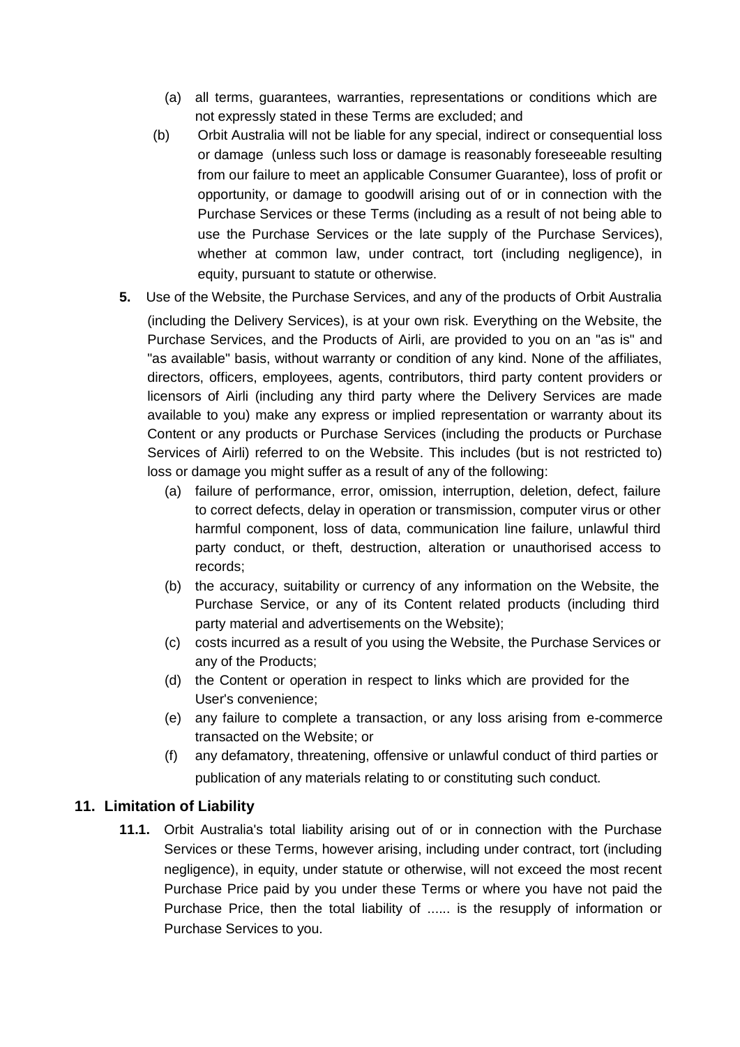(a) all terms, guarantees, warranties, representations or conditions which are not expressly stated in these Terms are excluded; and

(b) Orbit Australia will not be liable for any special, indirect or consequential loss or damage (unless such loss or damage is reasonably foreseeable resulting from our failure to meet an applicable Consumer Guarantee), loss of profit or opportunity, or damage to goodwill arising out of or in connection with the Purchase Services or these Terms (including as a result of not being able to use the Purchase Services or the late supply of the Purchase Services), whether at common law, under contract, tort (including negligence), in equity, pursuant to statute or otherwise.

**5.** Use of the Website, the Purchase Services, and any of the products of Orbit Australia (including the Delivery Services), is at your own risk. Everything on the Website, the Purchase Services, and the Products of Airli, are provided to you on an "as is" and "as available" basis, without warranty or condition of any kind. None of the affiliates, directors, officers, employees, agents, contributors, third party content providers or licensors of Airli (including any third party where the Delivery Services are made available to you) make any express or implied representation or warranty about its Content or any products or Purchase Services (including the products or Purchase Services of Airli) referred to on the Website. This includes (but is not restricted to) loss or damage you might suffer as a result of any of the following:

(a) failure of performance, error, omission, interruption, deletion, defect, failure to correct defects, delay in operation or transmission, computer virus or other harmful component, loss of data, communication line failure, unlawful third party conduct, or theft, destruction, alteration or unauthorised access to records;

(b) the accuracy, suitability or currency of any information on the Website, the Purchase Service, or any of its Content related products (including third party material and advertisements on the Website);

(c) costs incurred as a result of you using the Website, the Purchase Services or any of the Products;

(d) the Content or operation in respect to links which are provided for the User's convenience;

(e) any failure to complete a transaction, or any loss arising from e-commerce transacted on the Website; or

(f) any defamatory, threatening, offensive or unlawful conduct of third parties or publication of any materials relating to or constituting such conduct.

## 11. Limitation of Liability

**11.1.** Orbit Australia's total liability arising out of or in connection with the Purchase Services or these Terms, however arising, including under contract, tort (including negligence), in equity, under statute or otherwise, will not exceed the most recent Purchase Price paid by you under these Terms or where you have not paid the Purchase Price, then the total liability of ...... is the resupply of information or Purchase Services to you.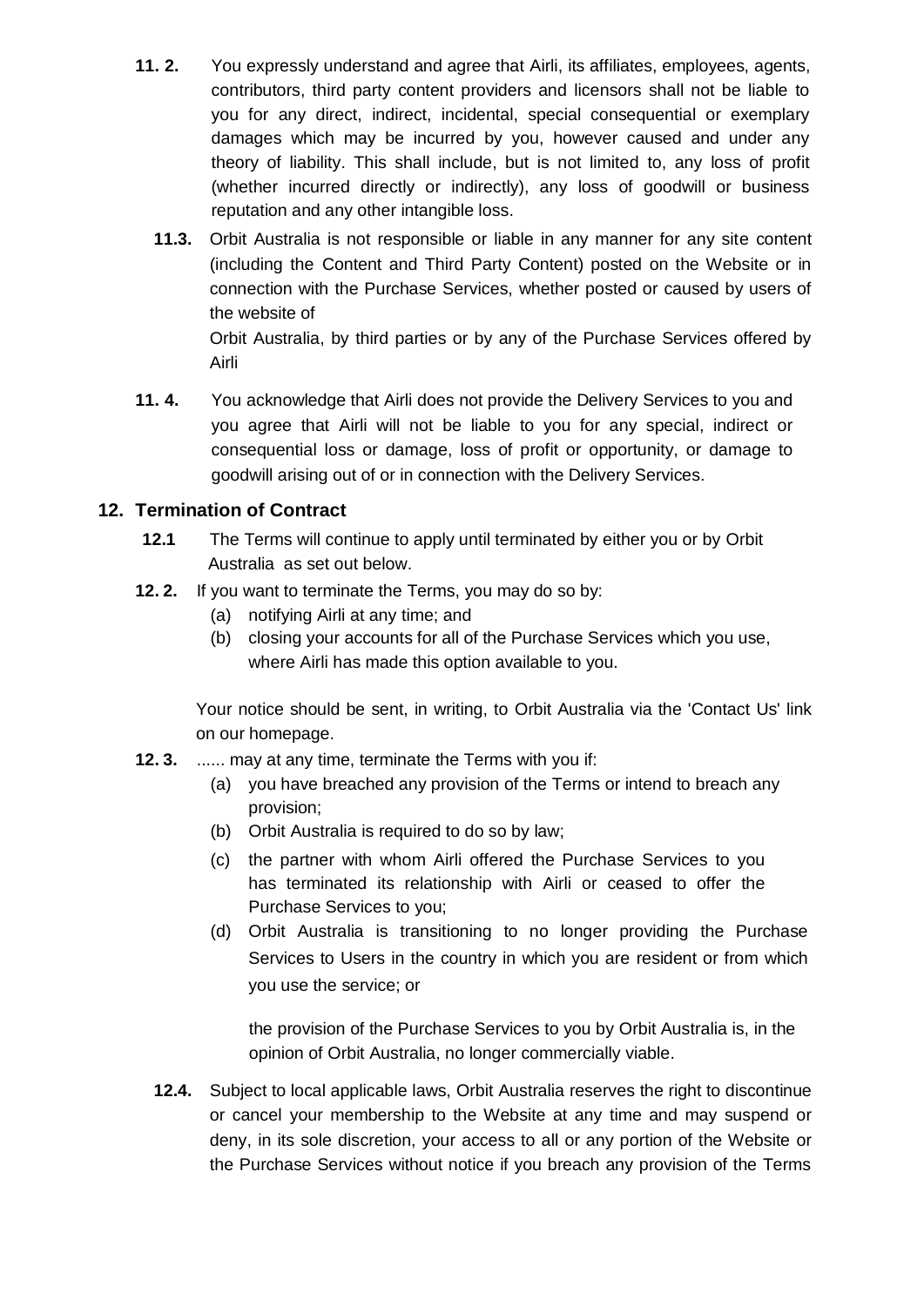**11. 2.** You expressly understand and agree that Airli, its affiliates, employees, agents, contributors, third party content providers and licensors shall not be liable to you for any direct, indirect, incidental, special consequential or exemplary damages which may be incurred by you, however caused and under any theory of liability. This shall include, but is not limited to, any loss of profit (whether incurred directly or indirectly), any loss of goodwill or business reputation and any other intangible loss.

**11.3.** Orbit Australia is not responsible or liable in any manner for any site content (including the Content and Third Party Content) posted on the Website or in connection with the Purchase Services, whether posted or caused by users of the website of Orbit Australia, by third parties or by any of the Purchase Services offered by Airli

**11. 4.** You acknowledge that Airli does not provide the Delivery Services to you and you agree that Airli will not be liable to you for any special, indirect or consequential loss or damage, loss of profit or opportunity, or damage to goodwill arising out of or in connection with the Delivery Services.

## 12. Termination of Contract

**12.1** The Terms will continue to apply until terminated by either you or by Orbit Australia as set out below.

**12. 2.** If you want to terminate the Terms, you may do so by:

(a) notifying Airli at any time; and

(b) closing your accounts for all of the Purchase Services which you use, where Airli has made this option available to you.

Your notice should be sent, in writing, to Orbit Australia via the 'Contact Us' link on our homepage.

**12. 3.** ...... may at any time, terminate the Terms with you if:

(a) you have breached any provision of the Terms or intend to breach any provision;

(b) Orbit Australia is required to do so by law;

(c) the partner with whom Airli offered the Purchase Services to you has terminated its relationship with Airli or ceased to offer the Purchase Services to you;

(d) Orbit Australia is transitioning to no longer providing the Purchase Services to Users in the country in which you are resident or from which you use the service; or

the provision of the Purchase Services to you by Orbit Australia is, in the opinion of Orbit Australia, no longer commercially viable.

**12.4.** Subject to local applicable laws, Orbit Australia reserves the right to discontinue or cancel your membership to the Website at any time and may suspend or deny, in its sole discretion, your access to all or any portion of the Website or the Purchase Services without notice if you breach any provision of the Terms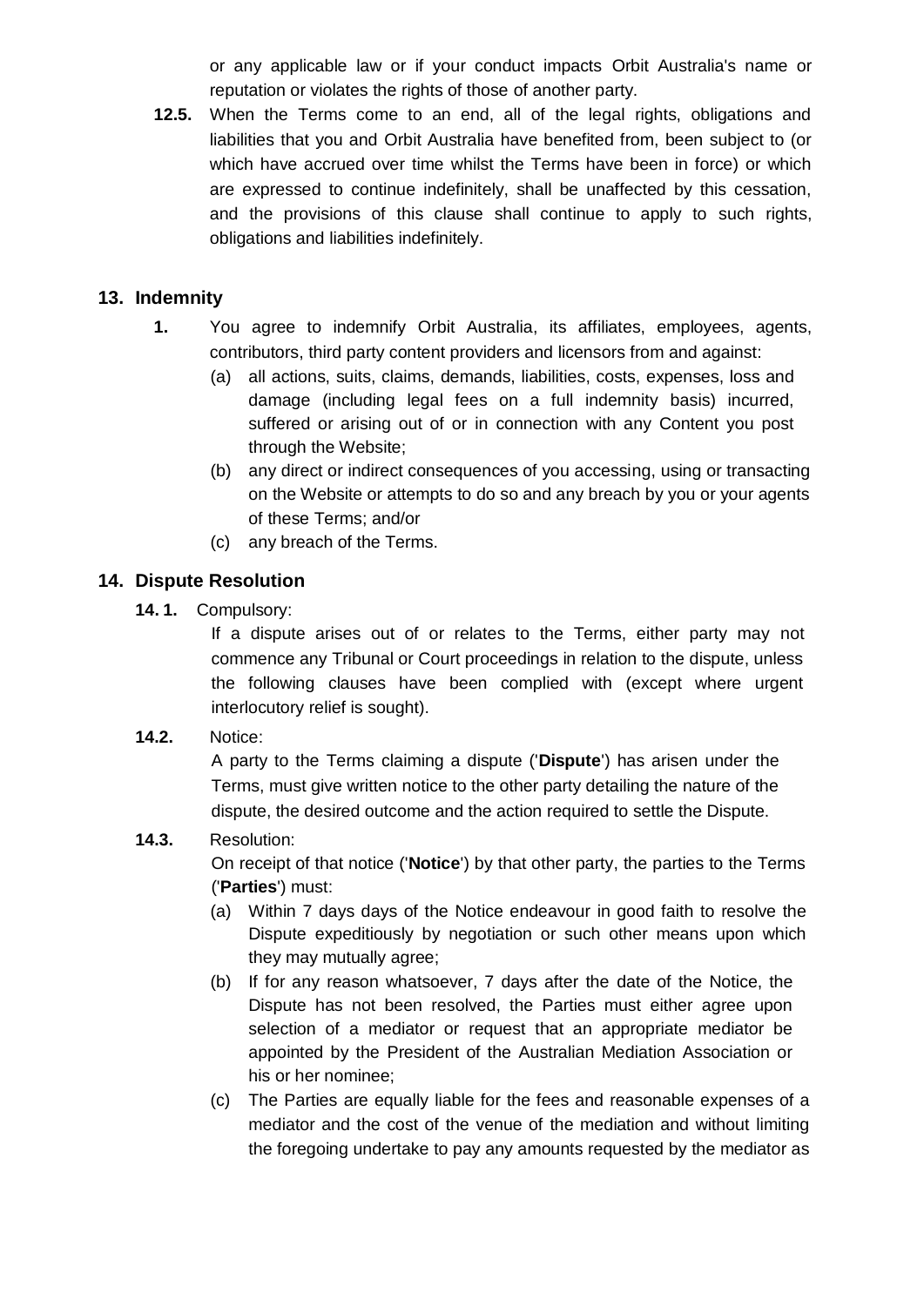or any applicable law or if your conduct impacts Orbit Australia's name or reputation or violates the rights of those of another party.

**12.5.** When the Terms come to an end, all of the legal rights, obligations and liabilities that you and Orbit Australia have benefited from, been subject to (or which have accrued over time whilst the Terms have been in force) or which are expressed to continue indefinitely, shall be unaffected by this cessation, and the provisions of this clause shall continue to apply to such rights, obligations and liabilities indefinitely.

## 13. Indemnity

**1.** You agree to indemnify Orbit Australia, its affiliates, employees, agents, contributors, third party content providers and licensors from and against:

(a) all actions, suits, claims, demands, liabilities, costs, expenses, loss and damage (including legal fees on a full indemnity basis) incurred, suffered or arising out of or in connection with any Content you post through the Website;

(b) any direct or indirect consequences of you accessing, using or transacting on the Website or attempts to do so and any breach by you or your agents of these Terms; and/or

(c) any breach of the Terms.

## 14. Dispute Resolution

**14. 1.** Compulsory:

If a dispute arises out of or relates to the Terms, either party may not commence any Tribunal or Court proceedings in relation to the dispute, unless the following clauses have been complied with (except where urgent interlocutory relief is sought).

**14.2.** Notice:

A party to the Terms claiming a dispute ('**Dispute**') has arisen under the Terms, must give written notice to the other party detailing the nature of the dispute, the desired outcome and the action required to settle the Dispute.

**14.3.** Resolution:

On receipt of that notice ('**Notice**') by that other party, the parties to the Terms ('**Parties**') must:

(a) Within 7 days days of the Notice endeavour in good faith to resolve the Dispute expeditiously by negotiation or such other means upon which they may mutually agree;

(b) If for any reason whatsoever, 7 days after the date of the Notice, the Dispute has not been resolved, the Parties must either agree upon selection of a mediator or request that an appropriate mediator be appointed by the President of the Australian Mediation Association or his or her nominee;

(c) The Parties are equally liable for the fees and reasonable expenses of a mediator and the cost of the venue of the mediation and without limiting the foregoing undertake to pay any amounts requested by the mediator as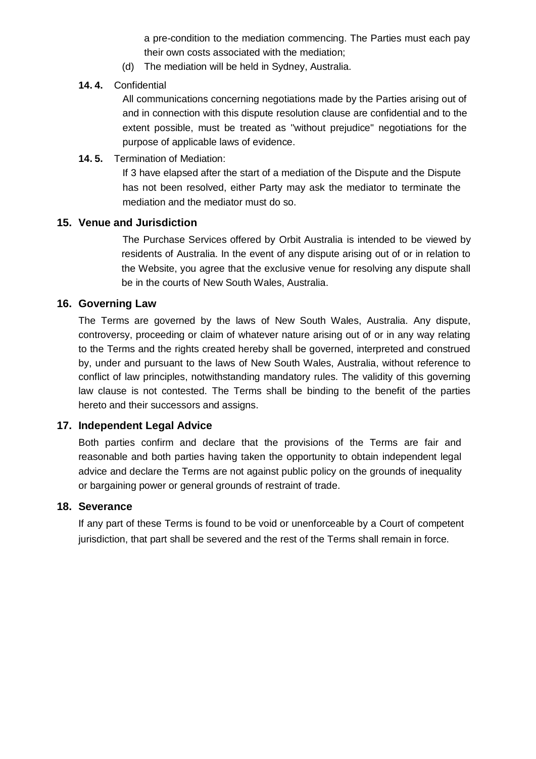a pre-condition to the mediation commencing. The Parties must each pay their own costs associated with the mediation;

(d) The mediation will be held in Sydney, Australia.

**14. 4.** Confidential

All communications concerning negotiations made by the Parties arising out of and in connection with this dispute resolution clause are confidential and to the extent possible, must be treated as "without prejudice" negotiations for the purpose of applicable laws of evidence.

**14. 5.** Termination of Mediation:

If 3 have elapsed after the start of a mediation of the Dispute and the Dispute has not been resolved, either Party may ask the mediator to terminate the mediation and the mediator must do so.

## 15. Venue and Jurisdiction

The Purchase Services offered by Orbit Australia is intended to be viewed by residents of Australia. In the event of any dispute arising out of or in relation to the Website, you agree that the exclusive venue for resolving any dispute shall be in the courts of New South Wales, Australia.

## 16. Governing Law

The Terms are governed by the laws of New South Wales, Australia. Any dispute, controversy, proceeding or claim of whatever nature arising out of or in any way relating to the Terms and the rights created hereby shall be governed, interpreted and construed by, under and pursuant to the laws of New South Wales, Australia, without reference to conflict of law principles, notwithstanding mandatory rules. The validity of this governing law clause is not contested. The Terms shall be binding to the benefit of the parties hereto and their successors and assigns.

## 17. Independent Legal Advice

Both parties confirm and declare that the provisions of the Terms are fair and reasonable and both parties having taken the opportunity to obtain independent legal advice and declare the Terms are not against public policy on the grounds of inequality or bargaining power or general grounds of restraint of trade.

## 18. Severance

If any part of these Terms is found to be void or unenforceable by a Court of competent jurisdiction, that part shall be severed and the rest of the Terms shall remain in force.